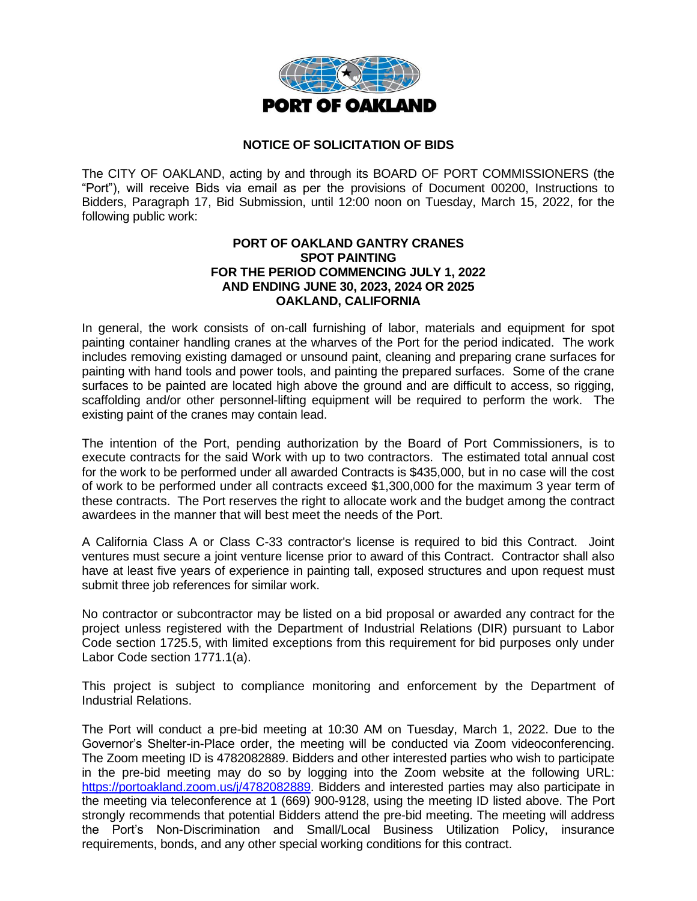**PORT OF OAKLAND**

## NOTICE OF SOLICITATION OF BIDS

The CITY OF OAKLAND, acting by and through its BOARD OF PORT COMMISSIONERS (the "Port"), will receive Bids via email as per the provisions of Document 00200, Instructions to Bidders, Paragraph 17, Bid Submission, until 12:00 noon on Tuesday, March 15, 2022, for the following public work:

### PORT OF OAKLAND GANTRY CRANES SPOT PAINTING FOR THE PERIOD COMMENCING JULY 1, 2022 AND ENDING JUNE 30, 2023, 2024 OR 2025 OAKLAND, CALIFORNIA

In general, the work consists of on-call furnishing of labor, materials and equipment for spot painting container handling cranes at the wharves of the Port for the period indicated. The work includes removing existing damaged or unsound paint, cleaning and preparing crane surfaces for painting with hand tools and power tools, and painting the prepared surfaces. Some of the crane surfaces to be painted are located high above the ground and are difficult to access, so rigging, scaffolding and/or other personnel-lifting equipment will be required to perform the work. The existing paint of the cranes may contain lead.

The intention of the Port, pending authorization by the Board of Port Commissioners, is to execute contracts for the said Work with up to two contractors. The estimated total annual cost for the work to be performed under all awarded Contracts is $435,000, but in no case will the cost of work to be performed under all contracts exceed $1,300,000 for the maximum 3 year term of these contracts. The Port reserves the right to allocate work and the budget among the contract awardees in the manner that will best meet the needs of the Port.

A California Class A or Class C-33 contractor's license is required to bid this Contract. Joint ventures must secure a joint venture license prior to award of this Contract. Contractor shall also have at least five years of experience in painting tall, exposed structures and upon request must submit three job references for similar work.

No contractor or subcontractor may be listed on a bid proposal or awarded any contract for the project unless registered with the Department of Industrial Relations (DIR) pursuant to Labor Code section 1725.5, with limited exceptions from this requirement for bid purposes only under Labor Code section 1771.1(a).

This project is subject to compliance monitoring and enforcement by the Department of Industrial Relations.

The Port will conduct a pre-bid meeting at 10:30 AM on Tuesday, March 1, 2022. Due to the Governor's Shelter-in-Place order, the meeting will be conducted via Zoom videoconferencing. The Zoom meeting ID is 4782082889. Bidders and other interested parties who wish to participate in the pre-bid meeting may do so by logging into the Zoom website at the following URL: [https://portoakland.zoom.us/j/4782082889](https://portoakland.zoom.us/j/4782082889). Bidders and interested parties may also participate in the meeting via teleconference at 1 (669) 900-9128, using the meeting ID listed above. The Port strongly recommends that potential Bidders attend the pre-bid meeting. The meeting will address the Port's Non-Discrimination and Small/Local Business Utilization Policy, insurance requirements, bonds, and any other special working conditions for this contract.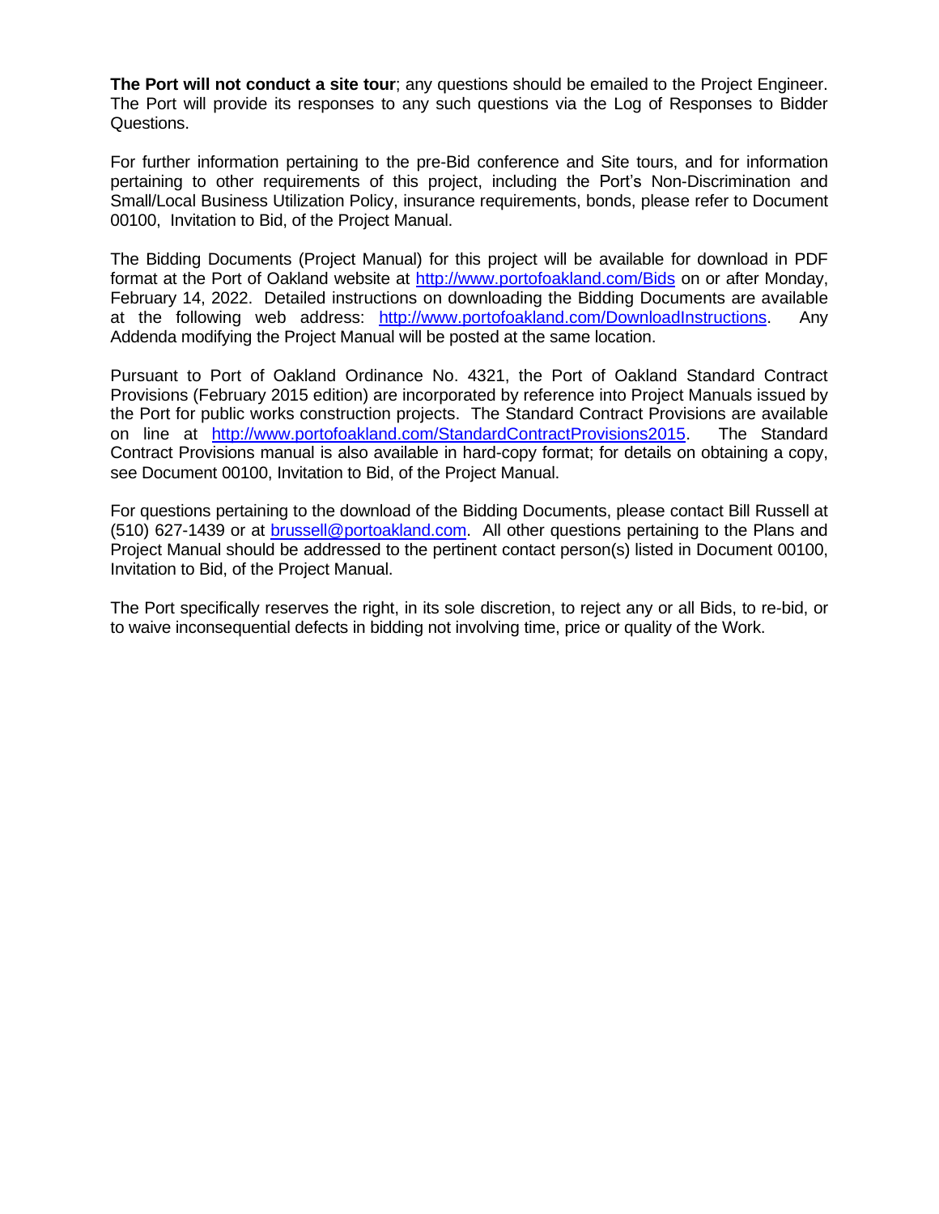**The Port will not conduct a site tour**; any questions should be emailed to the Project Engineer. The Port will provide its responses to any such questions via the Log of Responses to Bidder Questions.

For further information pertaining to the pre-Bid conference and Site tours, and for information pertaining to other requirements of this project, including the Port's Non-Discrimination and Small/Local Business Utilization Policy, insurance requirements, bonds, please refer to Document 00100, Invitation to Bid, of the Project Manual.

The Bidding Documents (Project Manual) for this project will be available for download in PDF format at the Port of Oakland website at [http://www.portofoakland.com/Bids](http://www.portofoakland.com/Bids) on or after Monday, February 14, 2022. Detailed instructions on downloading the Bidding Documents are available at the following web address: [http://www.portofoakland.com/DownloadInstructions](http://www.portofoakland.com/DownloadInstructions). Any Addenda modifying the Project Manual will be posted at the same location.

Pursuant to Port of Oakland Ordinance No. 4321, the Port of Oakland Standard Contract Provisions (February 2015 edition) are incorporated by reference into Project Manuals issued by the Port for public works construction projects. The Standard Contract Provisions are available on line at [http://www.portofoakland.com/StandardContractProvisions2015](http://www.portofoakland.com/StandardContractProvisions2015). The Standard Contract Provisions manual is also available in hard-copy format; for details on obtaining a copy, see Document 00100, Invitation to Bid, of the Project Manual.

For questions pertaining to the download of the Bidding Documents, please contact Bill Russell at (510) 627-1439 or at [brussell@portoakland.com](mailto:brussell@portoakland.com). All other questions pertaining to the Plans and Project Manual should be addressed to the pertinent contact person(s) listed in Document 00100, Invitation to Bid, of the Project Manual.

The Port specifically reserves the right, in its sole discretion, to reject any or all Bids, to re-bid, or to waive inconsequential defects in bidding not involving time, price or quality of the Work.